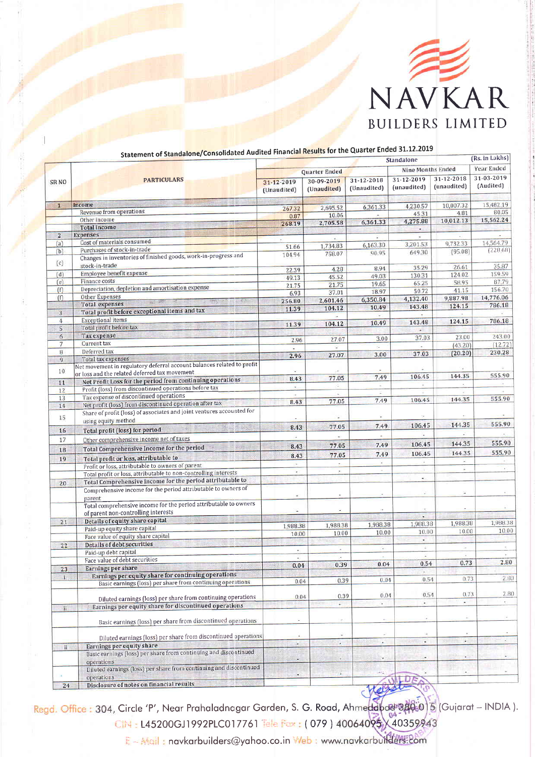# NAVKAR BUILDERS LIMITED

## Statement of Standalone/Consolidated Audited Financial Results for the Quarter Ended 31.12.2019

(Rs. in Lakhs)

| SR NO | PARTICULARS | Standalone | | | | | |
|---|---|---|---|---|---|---|---|
| | | Quarter Ended | | | Nine Months Ended | | Year Ended |
| | | 31-12-2019 (Unaudited) | 30-09-2019 (Unaudited) | 31-12-2018 (Unaudited) | 31-12-2019 (unaudited) | 31-12-2018 (unaudited) | 31-03-2019 (Audited) |
| 1 | **Income** | | | | | | |
| | Revenue from operations | 267.32 | 2,695.52 | 6,361.33 | 4,230.57 | 10,007.32 | 15,482.19 |
| | Other Income | 0.87 | 10.06 | - | 45.31 | 4.81 | 80.05 |
| | **Total Income** | 268.19 | 2,705.58 | 6,361.33 | 4,275.88 | 10,012.13 | 15,562.24 |
| 2 | **Expenses** | - | - | - | - | - | - |
| (a) | Cost of materials consumed | 51.66 | 1,734.83 | 6,163.30 | 3,201.53 | 9,732.33 | 14,564.79 |
| (b) | Purchases of stock-in-trade | 104.94 | 758.07 | 90.95 | 649.30 | (95.08) | (228.68) |
| (c) | Changes in inventories of finished goods, work-in-progress and stock-in-trade | | | | | | |
| (d) | Employee benefit expense | 22.39 | 4.28 | 8.94 | 35.29 | 26.61 | 35.87 |
| (e) | Finance costs | 49.13 | 45.52 | 49.03 | 130.31 | 124.02 | 159.59 |
| (f) | Depreciation, depletion and amortisation expense | 21.75 | 21.75 | 19.65 | 65.25 | 58.95 | 87.79 |
| (f) | Other Expenses | 6.93 | 37.01 | 18.97 | 50.72 | 41.15 | 156.70 |
| | **Total expenses** | 256.80 | 2,601.46 | 6,350.84 | 4,132.40 | 9,887.98 | 14,776.06 |
| 3 | **Total profit before exceptional items and tax** | 11.39 | 104.12 | 10.49 | 143.48 | 124.15 | 786.18 |
| 4 | Exceptional items | | | | | | |
| 5 | Total profit before tax | 11.39 | 104.12 | 10.49 | 143.48 | 124.15 | 786.18 |
| 6 | **Tax expense** | | | | | | |
| 7 | Current tax | 2.96 | 27.07 | 3.00 | 37.03 | 23.00 | 243.00 |
| 8 | Deferred tax | - | - | - | - | (43.20) | (12.72) |
| 9 | Total tax expenses | 2.96 | 27.07 | 3.00 | 37.03 | (20.20) | 230.28 |
| 10 | Net movement in regulatory deferral account balances related to profit or loss and the related deferred tax movement | - | - | - | - | - | - |
| 11 | **Net Profit Loss for the period from continuing operations** | 8.43 | 77.05 | 7.49 | 106.45 | 144.35 | 555.90 |
| 12 | Profit (loss) from discontinued operations before tax | - | - | - | - | - | - |
| 13 | Tax expense of discontinued operations | - | - | - | - | - | - |
| 14 | Net profit (loss) from discontinued operation after tax | 8.43 | 77.05 | 7.49 | 106.45 | 144.35 | 555.90 |
| 15 | Share of profit (loss) of associates and joint ventures accounted for using equity method | - | - | - | - | - | - |
| 16 | **Total profit (loss) for period** | 8.43 | 77.05 | 7.49 | 106.45 | 144.35 | 555.90 |
| 17 | Other comprehensive income net of taxes | - | - | - | - | - | - |
| 18 | **Total Comprehensive Income for the period** | 8.43 | 77.05 | 7.49 | 106.45 | 144.35 | 555.90 |
| 19 | **Total profit or loss, attributable to** | 8.43 | 77.05 | 7.49 | 106.45 | 144.35 | 555.90 |
| | Profit or loss, attributable to owners of parent | - | - | - | - | - | - |
| | Total profit or loss, attributable to non-controlling interests | - | - | - | - | - | - |
| 20 | **Total Comprehensive Income for the period attributable to** | | | | - | | |
| | Comprehensive income for the period attributable to owners of parent | - | - | - | - | - | - |
| | Total comprehensive income for the period attributable to owners of parent non-controlling interests | - | - | - | - | - | - |
| 21 | **Details of equity share capital** | | | | - | | |
| | Paid-up equity share capital | 1,988.38 | 1,988.38 | 1,988.38 | 1,988.38 | 1,988.38 | 1,988.38 |
| | Face value of equity share capital | 10.00 | 10.00 | 10.00 | 10.00 | 10.00 | 10.00 |
| 22 | **Details of debt securities** | | | | - | | |
| | Paid-up debt capital | - | - | - | - | - | - |
| | Face value of debt securities | - | - | - | - | - | - |
| 23 | **Earnings per share** | 0.04 | 0.39 | 0.04 | 0.54 | 0.73 | 2.80 |
| i | **Earnings per equity share for continuing operations** | | | | | | |
| | Basic earnings (loss) per share from continuing operations | 0.04 | 0.39 | 0.04 | 0.54 | 0.73 | 2.80 |
| | Diluted earnings (loss) per share from continuing operations | 0.04 | 0.39 | 0.04 | 0.54 | 0.73 | 2.80 |
| ii | **Earnings per equity share for discontinued operations** | | - | - | - | - | - |
| | Basic earnings (loss) per share from discontinued operations | - | - | - | - | - | - |
| | Diluted earnings (loss) per share from discontinued operations | - | - | - | - | - | - |
| ii | **Earnings per equity share** | - | - | - | - | - | - |
| | Basic earnings (loss) per share from continuing and discontinued operations | - | - | - | - | - | - |
| | Diluted earnings (loss) per share from continuing and discontinued operations | - | - | - | - | - | - |
| 24 | **Disclosure of notes on financial results** | | | | | | |

Regd. Office : 304, Circle 'P', Near Prahaladnagar Garden, S. G. Road, Ahmedabad-380 015 (Gujarat – INDIA ).
CIN : L45200GJ1992PLC017761 Tele Fax : ( 079 ) 40064095 / 40359943
E – Mail : navkarbuilders@yahoo.co.in Web : www.navkarbuilders.com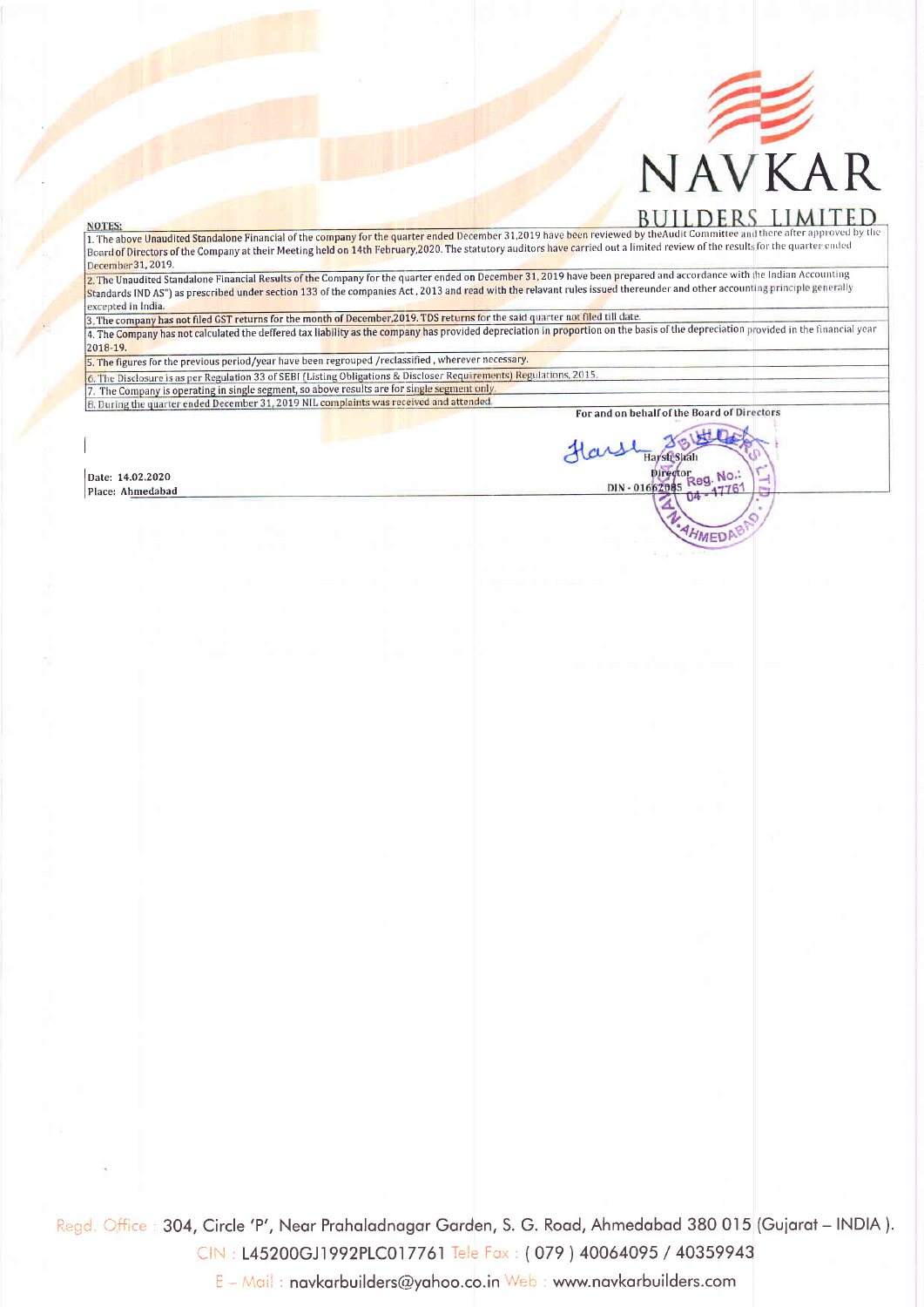# NAVKAR BUILDERS LIMITED

**NOTES:**

1. The above Unaudited Standalone Financial of the company for the quarter ended December 31,2019 have been reviewed by theAudit Committee and there after approved by the Board of Directors of the Company at their Meeting held on 14th February,2020. The statutory auditors have carried out a limited review of the results for the quarter ended December31, 2019.
2. The Unaudited Standalone Financial Results of the Company for the quarter ended on December 31, 2019 have been prepared and accordance with the Indian Accounting Standards IND AS") as prescribed under section 133 of the companies Act , 2013 and read with the relavant rules issued thereunder and other accounting principle generally excepted in India.
3. The company has not filed GST returns for the month of December,2019. TDS returns for the said quarter not filed till date.
4. The Company has not calculated the deffered tax liability as the company has provided depreciation in proportion on the basis of the depreciation provided in the financial year 2018-19.
5. The figures for the previous period/year have been regrouped /reclassified , wherever necessary.
6. The Disclosure is as per Regulation 33 of SEBI (Listing Obligations & Discloser Requirements) Regulations, 2015.
7. The Company is operating in single segment, so above results are for single segment only.
8. During the quarter ended December 31, 2019 NIL complaints was received and attended.

For and on behalf of the Board of Directors

Harsh Shah
Director
DIN - 01662085

Date: 14.02.2020
Place: Ahmedabad

Regd. Office : 304, Circle 'P', Near Prahaladnagar Garden, S. G. Road, Ahmedabad 380 015 (Gujarat – INDIA ).
CIN : L45200GJ1992PLC017761 Tele Fax : ( 079 ) 40064095 / 40359943
E – Mail : navkarbuilders@yahoo.co.in Web : www.navkarbuilders.com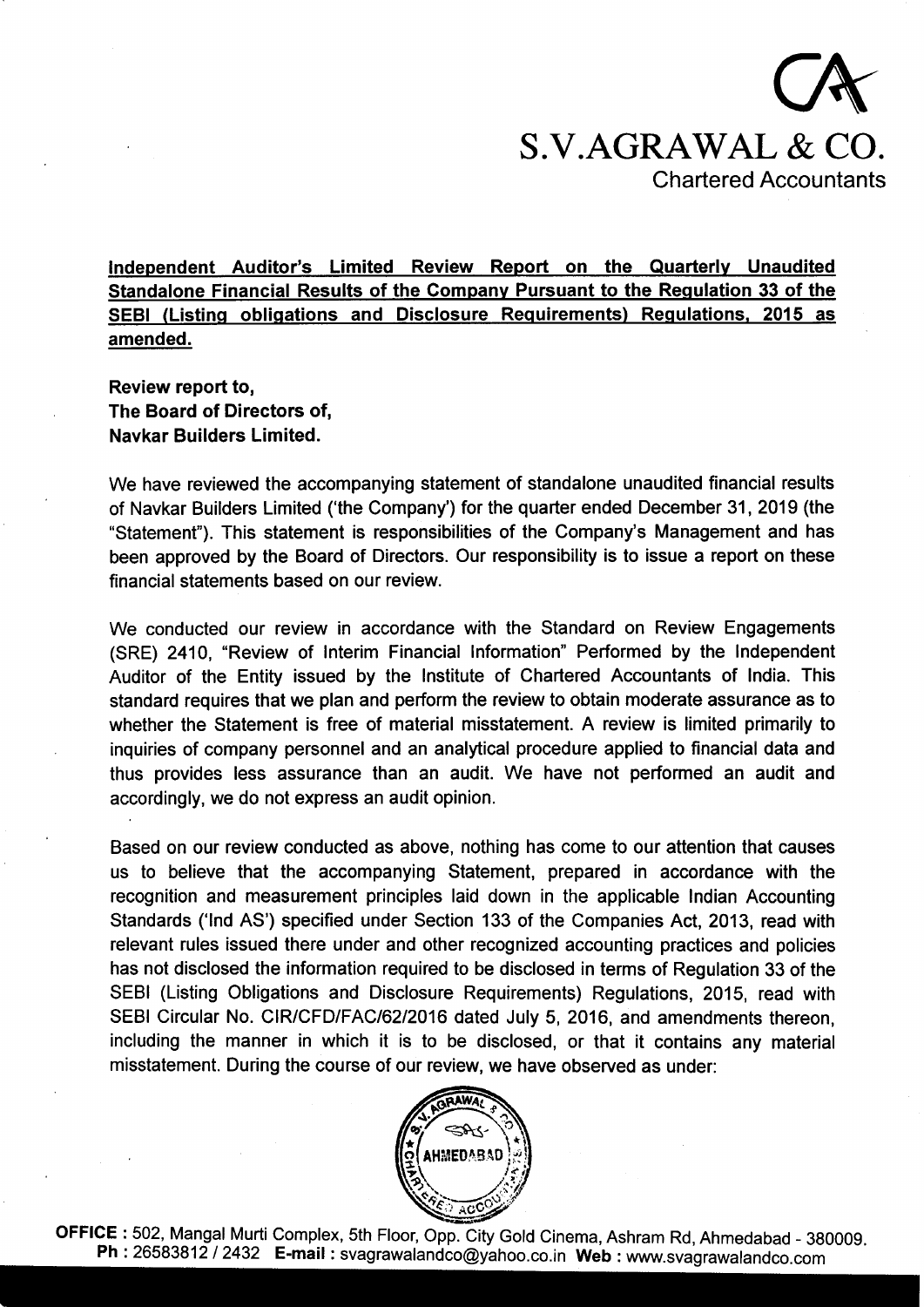# S.V.AGRAWAL & CO.

Chartered Accountants

**Independent Auditor's Limited Review Report on the Quarterly Unaudited Standalone Financial Results of the Company Pursuant to the Regulation 33 of the SEBI (Listing obligations and Disclosure Requirements) Regulations, 2015 as amended.**

**Review report to,**
**The Board of Directors of,**
**Navkar Builders Limited.**

We have reviewed the accompanying statement of standalone unaudited financial results of Navkar Builders Limited ('the Company') for the quarter ended December 31, 2019 (the "Statement"). This statement is responsibilities of the Company's Management and has been approved by the Board of Directors. Our responsibility is to issue a report on these financial statements based on our review.

We conducted our review in accordance with the Standard on Review Engagements (SRE) 2410, "Review of Interim Financial Information" Performed by the Independent Auditor of the Entity issued by the Institute of Chartered Accountants of India. This standard requires that we plan and perform the review to obtain moderate assurance as to whether the Statement is free of material misstatement. A review is limited primarily to inquiries of company personnel and an analytical procedure applied to financial data and thus provides less assurance than an audit. We have not performed an audit and accordingly, we do not express an audit opinion.

Based on our review conducted as above, nothing has come to our attention that causes us to believe that the accompanying Statement, prepared in accordance with the recognition and measurement principles laid down in the applicable Indian Accounting Standards ('Ind AS') specified under Section 133 of the Companies Act, 2013, read with relevant rules issued there under and other recognized accounting practices and policies has not disclosed the information required to be disclosed in terms of Regulation 33 of the SEBI (Listing Obligations and Disclosure Requirements) Regulations, 2015, read with SEBI Circular No. CIR/CFD/FAC/62/2016 dated July 5, 2016, and amendments thereon, including the manner in which it is to be disclosed, or that it contains any material misstatement. During the course of our review, we have observed as under:

OFFICE : 502, Mangal Murti Complex, 5th Floor, Opp. City Gold Cinema, Ashram Rd, Ahmedabad - 380009.
Ph : 26583812 / 2432 E-mail : svagrawalandco@yahoo.co.in Web : www.svagrawalandco.com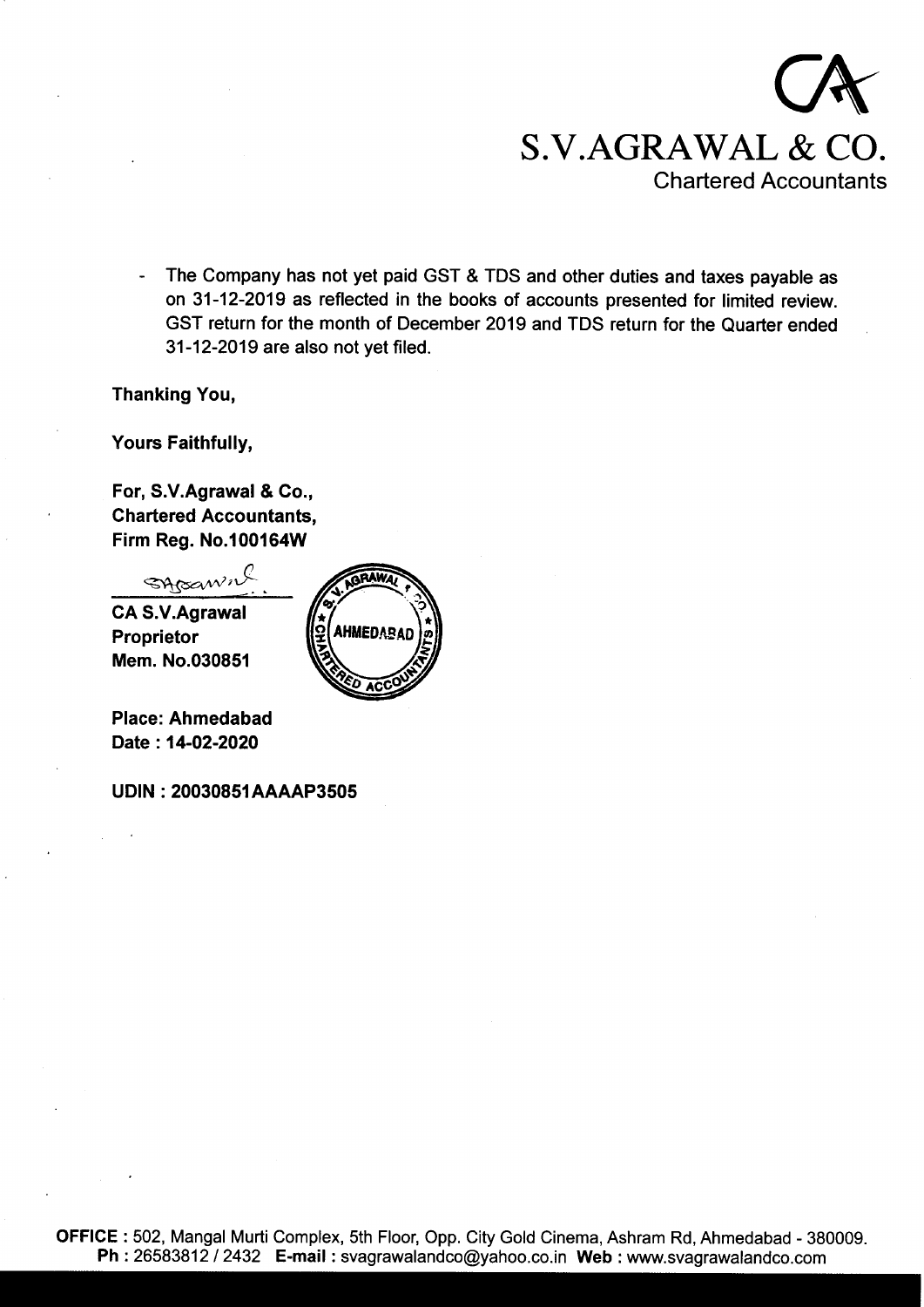# S.V.AGRAWAL & CO.

Chartered Accountants

- The Company has not yet paid GST & TDS and other duties and taxes payable as on 31-12-2019 as reflected in the books of accounts presented for limited review. GST return for the month of December 2019 and TDS return for the Quarter ended 31-12-2019 are also not yet filed.

**Thanking You,**

**Yours Faithfully,**

**For, S.V.Agrawal & Co.,**
**Chartered Accountants,**
**Firm Reg. No.100164W**

**CA S.V.Agrawal**
**Proprietor**
**Mem. No.030851**

**Place: Ahmedabad**
**Date : 14-02-2020**

**UDIN : 20030851AAAAP3505**

**OFFICE :** 502, Mangal Murti Complex, 5th Floor, Opp. City Gold Cinema, Ashram Rd, Ahmedabad - 380009.
**Ph :** 26583812 / 2432 **E-mail :** svagrawalandco@yahoo.co.in **Web :** www.svagrawalandco.com